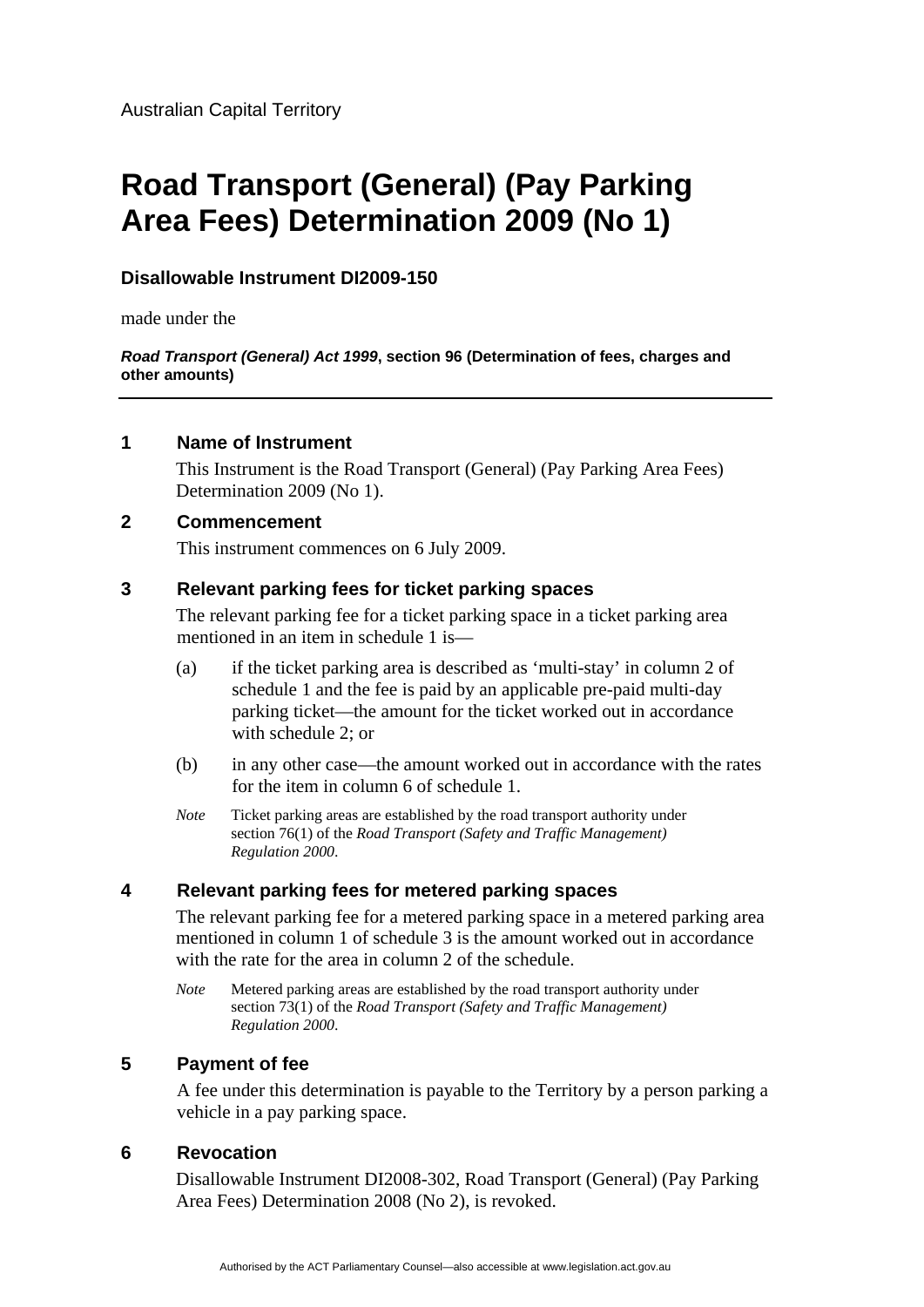Australian Capital Territory

# Road Transport (General) (Pay Parking Area Fees) Determination 2009 (No 1)

**Disallowable Instrument DI2009-150**

made under the

***Road Transport (General) Act 1999*, section 96 (Determination of fees, charges and other amounts)**

---

## 1 Name of Instrument

This Instrument is the Road Transport (General) (Pay Parking Area Fees) Determination 2009 (No 1).

## 2 Commencement

This instrument commences on 6 July 2009.

## 3 Relevant parking fees for ticket parking spaces

The relevant parking fee for a ticket parking space in a ticket parking area mentioned in an item in schedule 1 is—

(a) if the ticket parking area is described as 'multi-stay' in column 2 of schedule 1 and the fee is paid by an applicable pre-paid multi-day parking ticket—the amount for the ticket worked out in accordance with schedule 2; or

(b) in any other case—the amount worked out in accordance with the rates for the item in column 6 of schedule 1.

*Note* Ticket parking areas are established by the road transport authority under section 76(1) of the *Road Transport (Safety and Traffic Management) Regulation 2000*.

## 4 Relevant parking fees for metered parking spaces

The relevant parking fee for a metered parking space in a metered parking area mentioned in column 1 of schedule 3 is the amount worked out in accordance with the rate for the area in column 2 of the schedule.

*Note* Metered parking areas are established by the road transport authority under section 73(1) of the *Road Transport (Safety and Traffic Management) Regulation 2000*.

## 5 Payment of fee

A fee under this determination is payable to the Territory by a person parking a vehicle in a pay parking space.

## 6 Revocation

Disallowable Instrument DI2008-302, Road Transport (General) (Pay Parking Area Fees) Determination 2008 (No 2), is revoked.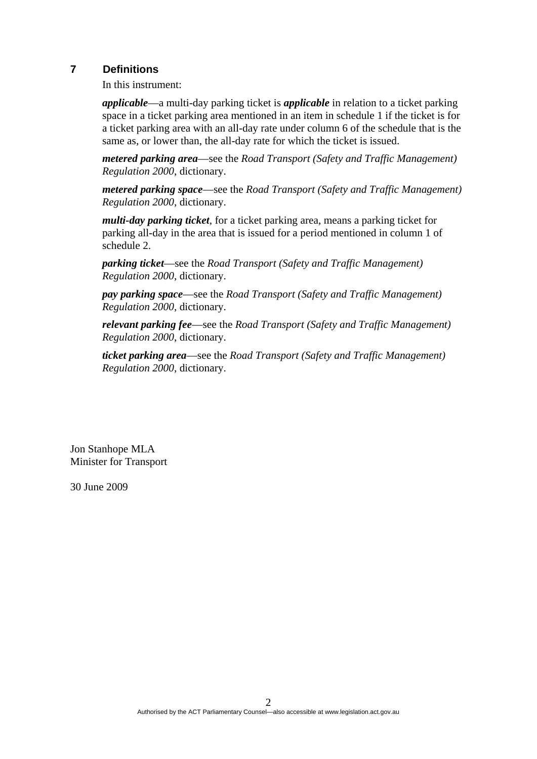## 7 Definitions

In this instrument:

***applicable***—a multi-day parking ticket is ***applicable*** in relation to a ticket parking space in a ticket parking area mentioned in an item in schedule 1 if the ticket is for a ticket parking area with an all-day rate under column 6 of the schedule that is the same as, or lower than, the all-day rate for which the ticket is issued.

***metered parking area***—see the *Road Transport (Safety and Traffic Management) Regulation 2000*, dictionary.

***metered parking space***—see the *Road Transport (Safety and Traffic Management) Regulation 2000*, dictionary.

***multi-day parking ticket***, for a ticket parking area, means a parking ticket for parking all-day in the area that is issued for a period mentioned in column 1 of schedule 2.

***parking ticket***—see the *Road Transport (Safety and Traffic Management) Regulation 2000*, dictionary.

***pay parking space***—see the *Road Transport (Safety and Traffic Management) Regulation 2000*, dictionary.

***relevant parking fee***—see the *Road Transport (Safety and Traffic Management) Regulation 2000*, dictionary.

***ticket parking area***—see the *Road Transport (Safety and Traffic Management) Regulation 2000*, dictionary.

Jon Stanhope MLA
Minister for Transport

30 June 2009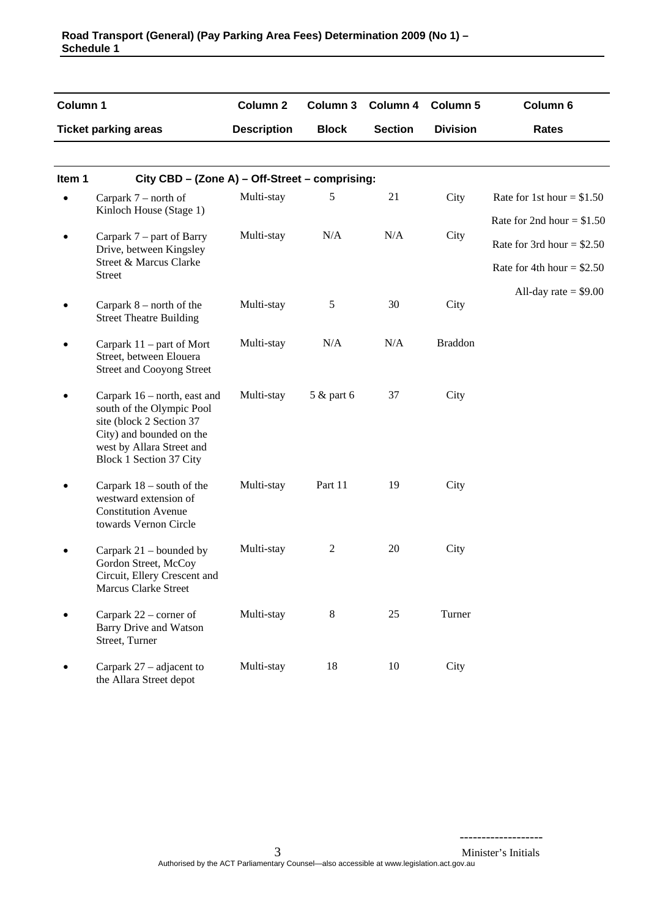| Column 1 | | Column 2 | Column 3 | Column 4 | Column 5 | Column 6 |
|---|---|---|---|---|---|---|
| **Ticket parking areas** | | **Description** | **Block** | **Section** | **Division** | **Rates** |
| **Item 1** | **City CBD – (Zone A) – Off-Street – comprising:** | | | | | |
| • | Carpark 7 – north of Kinloch House (Stage 1) | Multi-stay | 5 | 21 | City | Rate for 1st hour = $1.50 |
| | | | | | | Rate for 2nd hour = $1.50 |
| • | Carpark 7 – part of Barry Drive, between Kingsley Street & Marcus Clarke Street | Multi-stay | N/A | N/A | City | Rate for 3rd hour = $2.50 |
| | | | | | | Rate for 4th hour = $2.50 |
| | | | | | | All-day rate = $9.00 |
| • | Carpark 8 – north of the Street Theatre Building | Multi-stay | 5 | 30 | City | |
| • | Carpark 11 – part of Mort Street, between Elouera Street and Cooyong Street | Multi-stay | N/A | N/A | Braddon | |
| • | Carpark 16 – north, east and south of the Olympic Pool site (block 2 Section 37 City) and bounded on the west by Allara Street and Block 1 Section 37 City | Multi-stay | 5 & part 6 | 37 | City | |
| • | Carpark 18 – south of the westward extension of Constitution Avenue towards Vernon Circle | Multi-stay | Part 11 | 19 | City | |
| • | Carpark 21 – bounded by Gordon Street, McCoy Circuit, Ellery Crescent and Marcus Clarke Street | Multi-stay | 2 | 20 | City | |
| • | Carpark 22 – corner of Barry Drive and Watson Street, Turner | Multi-stay | 8 | 25 | Turner | |
| • | Carpark 27 – adjacent to the Allara Street depot | Multi-stay | 18 | 10 | City | |

-------------------
Minister's Initials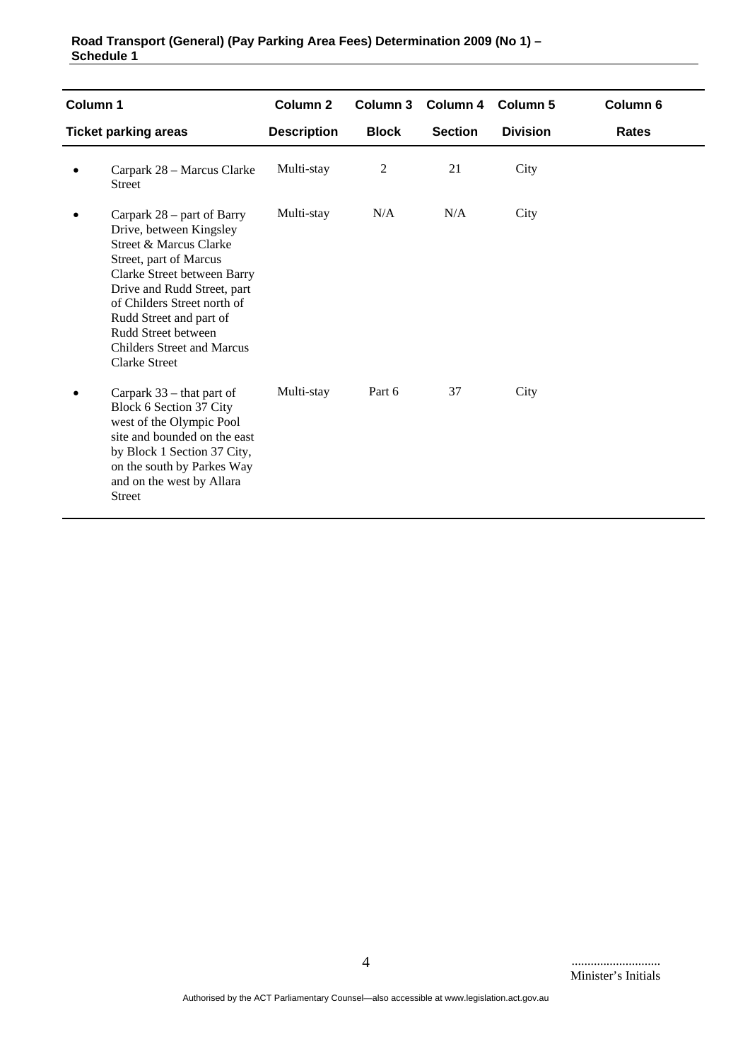| Column 1 | Column 2 | Column 3 | Column 4 | Column 5 | Column 6 |
|---|---|---|---|---|---|
| **Ticket parking areas** | **Description** | **Block** | **Section** | **Division** | **Rates** |
| • Carpark 28 – Marcus Clarke Street | Multi-stay | 2 | 21 | City | |
| • Carpark 28 – part of Barry Drive, between Kingsley Street & Marcus Clarke Street, part of Marcus Clarke Street between Barry Drive and Rudd Street, part of Childers Street north of Rudd Street and part of Rudd Street between Childers Street and Marcus Clarke Street | Multi-stay | N/A | N/A | City | |
| • Carpark 33 – that part of Block 6 Section 37 City west of the Olympic Pool site and bounded on the east by Block 1 Section 37 City, on the south by Parkes Way and on the west by Allara Street | Multi-stay | Part 6 | 37 | City | |

............................
Minister's Initials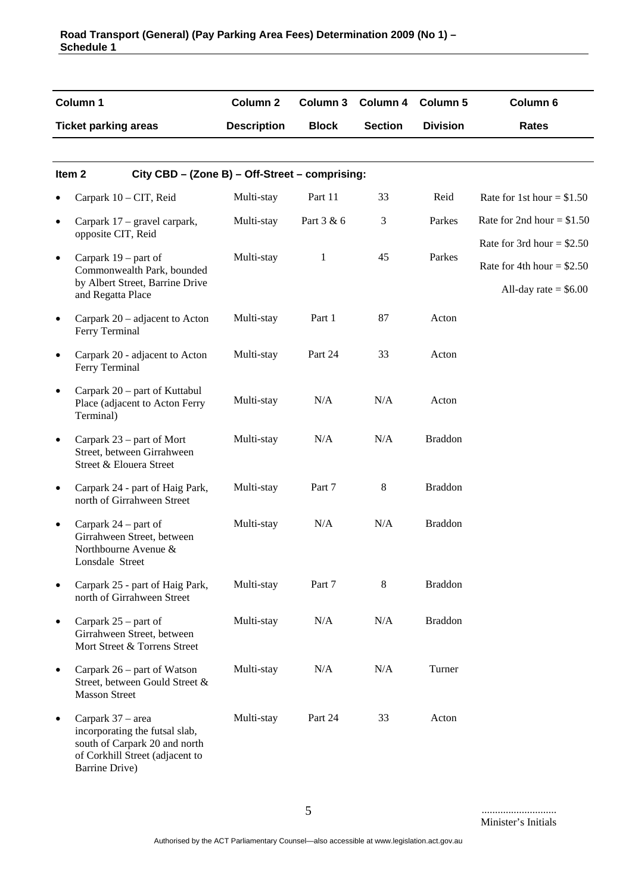| Column 1 | Column 2 | Column 3 | Column 4 | Column 5 | Column 6 |
|---|---|---|---|---|---|
| **Ticket parking areas** | **Description** | **Block** | **Section** | **Division** | **Rates** |
| **Item 2 City CBD – (Zone B) – Off-Street – comprising:** | | | | | |
| • Carpark 10 – CIT, Reid | Multi-stay | Part 11 | 33 | Reid | Rate for 1st hour = $1.50 |
| • Carpark 17 – gravel carpark, opposite CIT, Reid | Multi-stay | Part 3 & 6 | 3 | Parkes | Rate for 2nd hour = $1.50 |
| | | | | | Rate for 3rd hour = $2.50 |
| • Carpark 19 – part of Commonwealth Park, bounded by Albert Street, Barrine Drive and Regatta Place | Multi-stay | 1 | 45 | Parkes | Rate for 4th hour = $2.50 |
| | | | | | All-day rate = $6.00 |
| • Carpark 20 – adjacent to Acton Ferry Terminal | Multi-stay | Part 1 | 87 | Acton | |
| • Carpark 20 - adjacent to Acton Ferry Terminal | Multi-stay | Part 24 | 33 | Acton | |
| • Carpark 20 – part of Kuttabul Place (adjacent to Acton Ferry Terminal) | Multi-stay | N/A | N/A | Acton | |
| • Carpark 23 – part of Mort Street, between Girrahween Street & Elouera Street | Multi-stay | N/A | N/A | Braddon | |
| • Carpark 24 - part of Haig Park, north of Girrahween Street | Multi-stay | Part 7 | 8 | Braddon | |
| • Carpark 24 – part of Girrahween Street, between Northbourne Avenue & Lonsdale Street | Multi-stay | N/A | N/A | Braddon | |
| • Carpark 25 - part of Haig Park, north of Girrahween Street | Multi-stay | Part 7 | 8 | Braddon | |
| • Carpark 25 – part of Girrahween Street, between Mort Street & Torrens Street | Multi-stay | N/A | N/A | Braddon | |
| • Carpark 26 – part of Watson Street, between Gould Street & Masson Street | Multi-stay | N/A | N/A | Turner | |
| • Carpark 37 – area incorporating the futsal slab, south of Carpark 20 and north of Corkhill Street (adjacent to Barrine Drive) | Multi-stay | Part 24 | 33 | Acton | |

...........................
Minister's Initials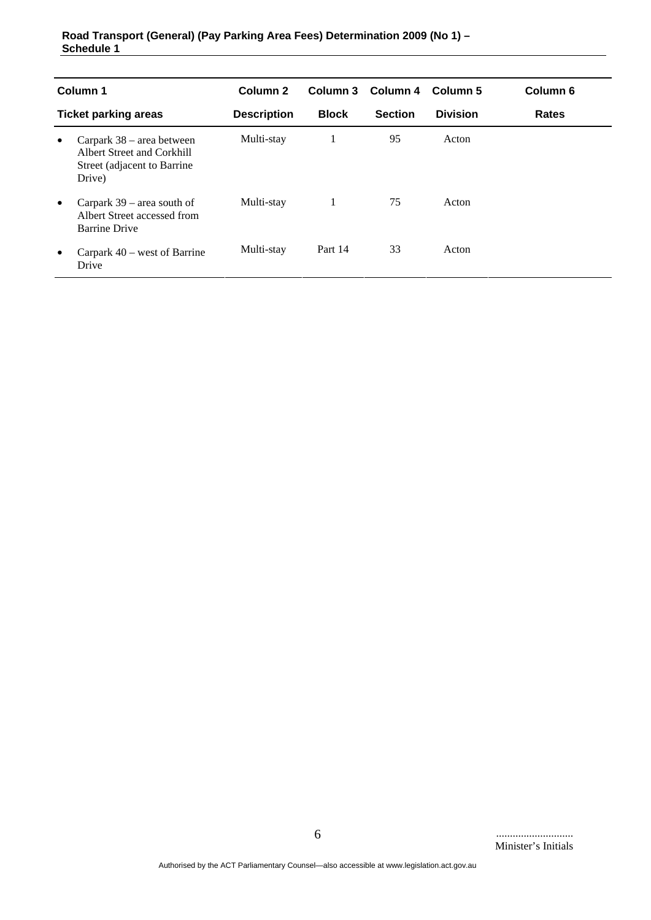| Column 1 | Column 2 | Column 3 | Column 4 | Column 5 | Column 6 |
|---|---|---|---|---|---|
| Ticket parking areas | Description | Block | Section | Division | Rates |
| • Carpark 38 – area between Albert Street and Corkhill Street (adjacent to Barrine Drive) | Multi-stay | 1 | 95 | Acton | |
| • Carpark 39 – area south of Albert Street accessed from Barrine Drive | Multi-stay | 1 | 75 | Acton | |
| • Carpark 40 – west of Barrine Drive | Multi-stay | Part 14 | 33 | Acton | |

............................
Minister's Initials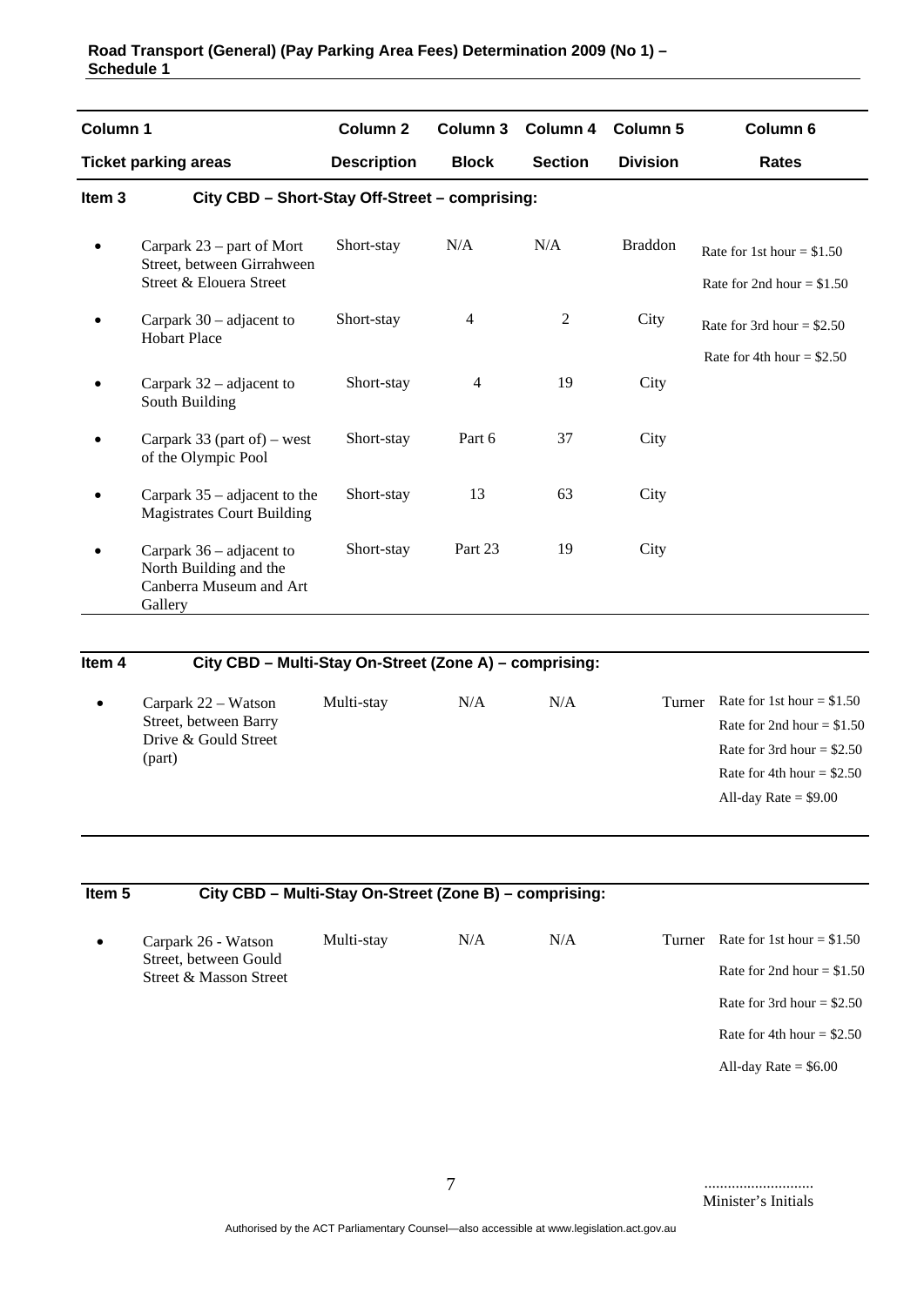| Column 1 | Column 2 | Column 3 | Column 4 | Column 5 | Column 6 |
|---|---|---|---|---|---|
| **Ticket parking areas** | **Description** | **Block** | **Section** | **Division** | **Rates** |
| **Item 3** | **City CBD – Short-Stay Off-Street – comprising:** | | | | |
| • Carpark 23 – part of Mort Street, between Girrahween Street & Elouera Street | Short-stay | N/A | N/A | Braddon | Rate for 1st hour = $1.50<br>Rate for 2nd hour = $1.50 |
| • Carpark 30 – adjacent to Hobart Place | Short-stay | 4 | 2 | City | Rate for 3rd hour = $2.50<br>Rate for 4th hour = $2.50 |
| • Carpark 32 – adjacent to South Building | Short-stay | 4 | 19 | City | |
| • Carpark 33 (part of) – west of the Olympic Pool | Short-stay | Part 6 | 37 | City | |
| • Carpark 35 – adjacent to the Magistrates Court Building | Short-stay | 13 | 63 | City | |
| • Carpark 36 – adjacent to North Building and the Canberra Museum and Art Gallery | Short-stay | Part 23 | 19 | City | |
| **Item 4** | **City CBD – Multi-Stay On-Street (Zone A) – comprising:** | | | | |
| • Carpark 22 – Watson Street, between Barry Drive & Gould Street (part) | Multi-stay | N/A | N/A | Turner | Rate for 1st hour = $1.50<br>Rate for 2nd hour = $1.50<br>Rate for 3rd hour = $2.50<br>Rate for 4th hour = $2.50<br>All-day Rate = $9.00 |
| **Item 5** | **City CBD – Multi-Stay On-Street (Zone B) – comprising:** | | | | |
| • Carpark 26 - Watson Street, between Gould Street & Masson Street | Multi-stay | N/A | N/A | Turner | Rate for 1st hour = $1.50<br>Rate for 2nd hour = $1.50<br>Rate for 3rd hour = $2.50<br>Rate for 4th hour = $2.50<br>All-day Rate = $6.00 |

...........................
Minister's Initials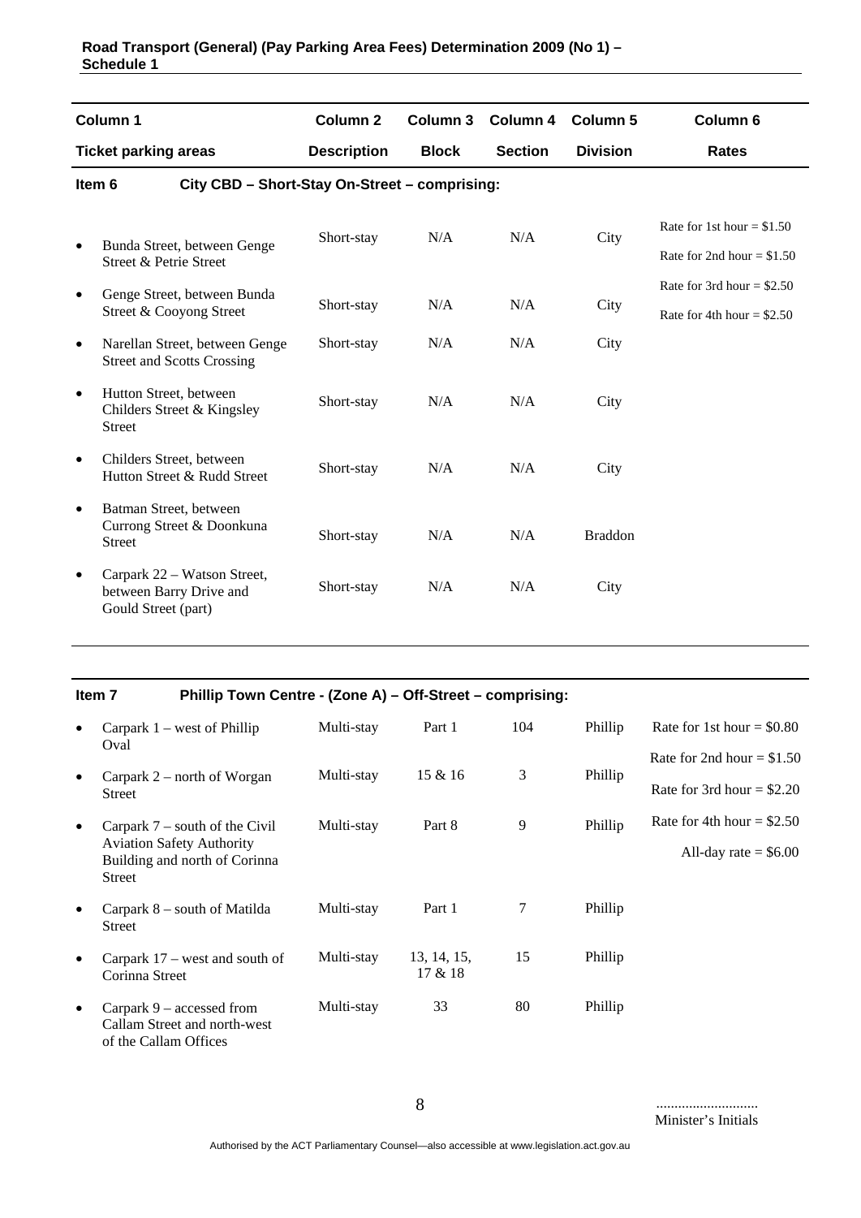**Road Transport (General) (Pay Parking Area Fees) Determination 2009 (No 1) – Schedule 1**

| Column 1 | Column 2 | Column 3 | Column 4 | Column 5 | Column 6 |
|---|---|---|---|---|---|
| **Ticket parking areas** | **Description** | **Block** | **Section** | **Division** | **Rates** |
| **Item 6 City CBD – Short-Stay On-Street – comprising:** | | | | | |
| • Bunda Street, between Genge Street & Petrie Street | Short-stay | N/A | N/A | City | Rate for 1st hour = $1.50<br>Rate for 2nd hour = $1.50<br>Rate for 3rd hour = $2.50<br>Rate for 4th hour = $2.50 |
| • Genge Street, between Bunda Street & Cooyong Street | Short-stay | N/A | N/A | City | |
| • Narellan Street, between Genge Street and Scotts Crossing | Short-stay | N/A | N/A | City | |
| • Hutton Street, between Childers Street & Kingsley Street | Short-stay | N/A | N/A | City | |
| • Childers Street, between Hutton Street & Rudd Street | Short-stay | N/A | N/A | City | |
| • Batman Street, between Currong Street & Doonkuna Street | Short-stay | N/A | N/A | Braddon | |
| • Carpark 22 – Watson Street, between Barry Drive and Gould Street (part) | Short-stay | N/A | N/A | City | |
| **Item 7 Phillip Town Centre - (Zone A) – Off-Street – comprising:** | | | | | |
| • Carpark 1 – west of Phillip Oval | Multi-stay | Part 1 | 104 | Phillip | Rate for 1st hour = $0.80<br>Rate for 2nd hour = $1.50<br>Rate for 3rd hour = $2.20<br>Rate for 4th hour = $2.50<br>All-day rate = $6.00 |
| • Carpark 2 – north of Worgan Street | Multi-stay | 15 & 16 | 3 | Phillip | |
| • Carpark 7 – south of the Civil Aviation Safety Authority Building and north of Corinna Street | Multi-stay | Part 8 | 9 | Phillip | |
| • Carpark 8 – south of Matilda Street | Multi-stay | Part 1 | 7 | Phillip | |
| • Carpark 17 – west and south of Corinna Street | Multi-stay | 13, 14, 15, 17 & 18 | 15 | Phillip | |
| • Carpark 9 – accessed from Callam Street and north-west of the Callam Offices | Multi-stay | 33 | 80 | Phillip | |

............................
Minister's Initials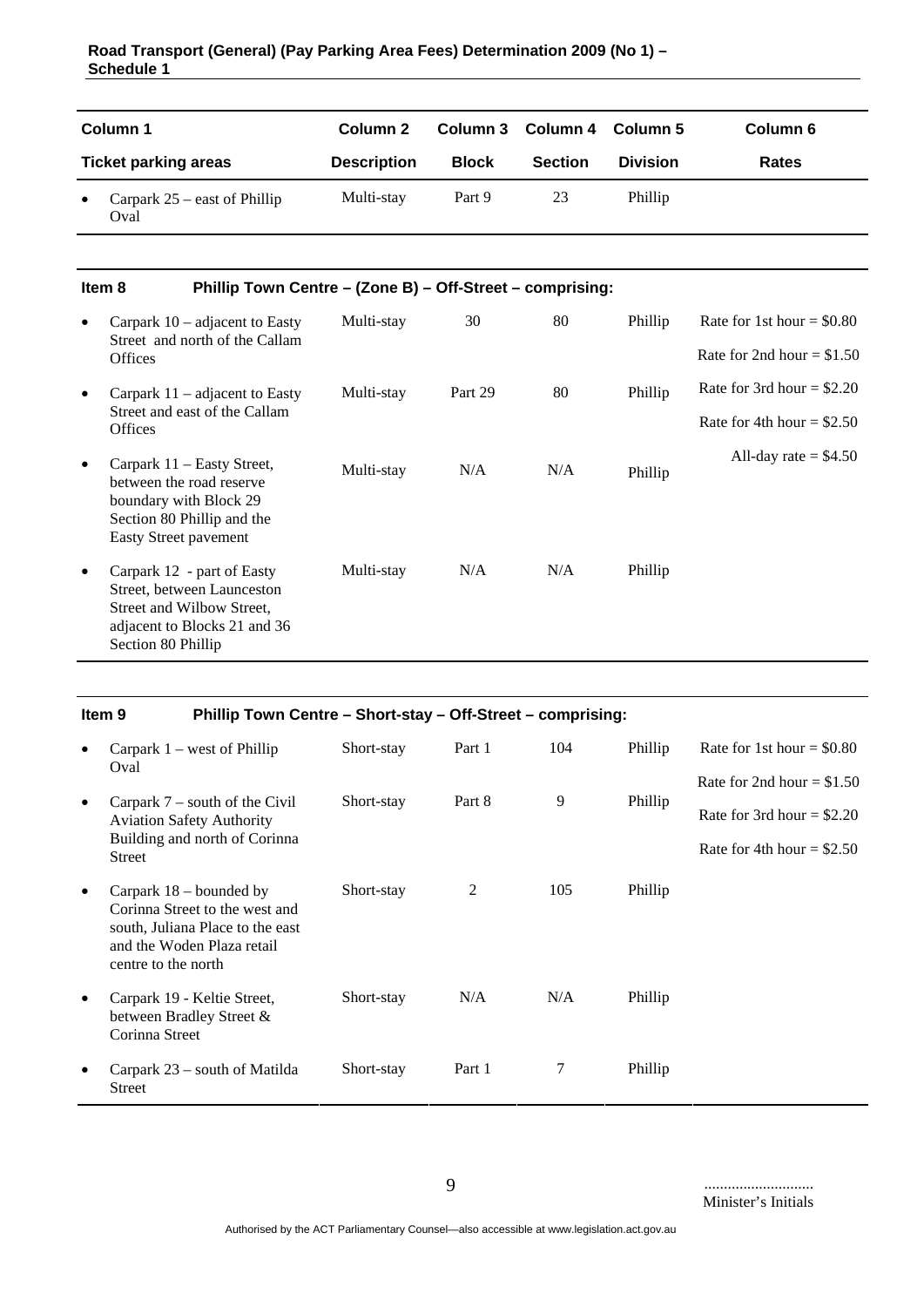| Column 1 | Column 2 | Column 3 | Column 4 | Column 5 | Column 6 |
|---|---|---|---|---|---|
| **Ticket parking areas** | **Description** | **Block** | **Section** | **Division** | **Rates** |
| • Carpark 25 – east of Phillip Oval | Multi-stay | Part 9 | 23 | Phillip | |

**Item 8 Phillip Town Centre – (Zone B) – Off-Street – comprising:**

| Column 1 | Column 2 | Column 3 | Column 4 | Column 5 | Column 6 |
|---|---|---|---|---|---|
| • Carpark 10 – adjacent to Easty Street and north of the Callam Offices | Multi-stay | 30 | 80 | Phillip | Rate for 1st hour = $0.80<br>Rate for 2nd hour = $1.50 |
| • Carpark 11 – adjacent to Easty Street and east of the Callam Offices | Multi-stay | Part 29 | 80 | Phillip | Rate for 3rd hour = $2.20<br>Rate for 4th hour = $2.50 |
| • Carpark 11 – Easty Street, between the road reserve boundary with Block 29 Section 80 Phillip and the Easty Street pavement | Multi-stay | N/A | N/A | Phillip | All-day rate = $4.50 |
| • Carpark 12 - part of Easty Street, between Launceston Street and Wilbow Street, adjacent to Blocks 21 and 36 Section 80 Phillip | Multi-stay | N/A | N/A | Phillip | |

**Item 9 Phillip Town Centre – Short-stay – Off-Street – comprising:**

| Column 1 | Column 2 | Column 3 | Column 4 | Column 5 | Column 6 |
|---|---|---|---|---|---|
| • Carpark 1 – west of Phillip Oval | Short-stay | Part 1 | 104 | Phillip | Rate for 1st hour = $0.80<br>Rate for 2nd hour = $1.50 |
| • Carpark 7 – south of the Civil Aviation Safety Authority Building and north of Corinna Street | Short-stay | Part 8 | 9 | Phillip | Rate for 3rd hour = $2.20<br>Rate for 4th hour = $2.50 |
| • Carpark 18 – bounded by Corinna Street to the west and south, Juliana Place to the east and the Woden Plaza retail centre to the north | Short-stay | 2 | 105 | Phillip | |
| • Carpark 19 - Keltie Street, between Bradley Street & Corinna Street | Short-stay | N/A | N/A | Phillip | |
| • Carpark 23 – south of Matilda Street | Short-stay | Part 1 | 7 | Phillip | |

............................
Minister's Initials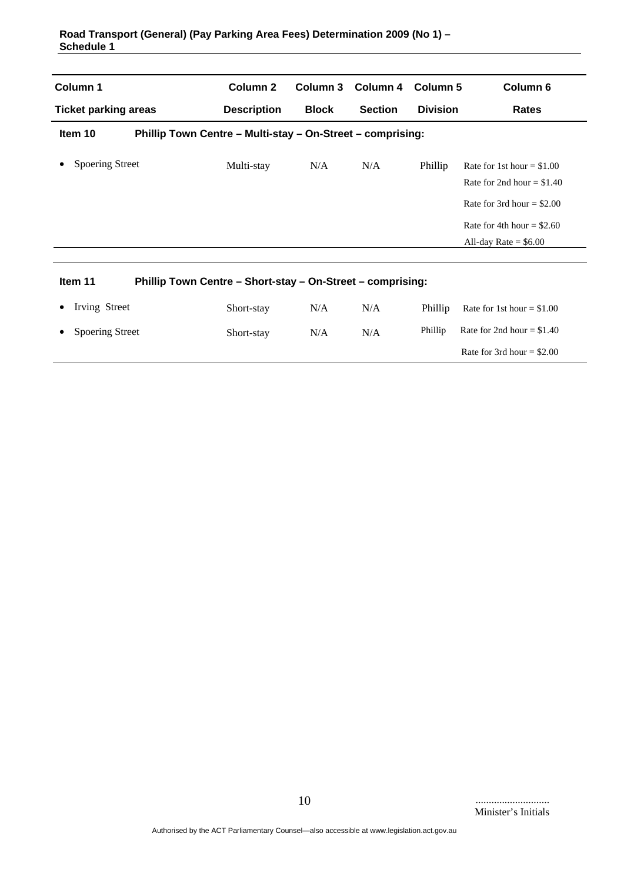| Column 1 | Column 2 | Column 3 | Column 4 | Column 5 | Column 6 |
|---|---|---|---|---|---|
| **Ticket parking areas** | **Description** | **Block** | **Section** | **Division** | **Rates** |
| **Item 10** | **Phillip Town Centre – Multi-stay – On-Street – comprising:** | | | | |
| • Spoering Street | Multi-stay | N/A | N/A | Phillip | Rate for 1st hour = $1.00<br>Rate for 2nd hour = $1.40<br>Rate for 3rd hour = $2.00<br>Rate for 4th hour = $2.60<br>All-day Rate = $6.00 |
| **Item 11** | **Phillip Town Centre – Short-stay – On-Street – comprising:** | | | | |
| • Irving Street | Short-stay | N/A | N/A | Phillip | Rate for 1st hour = $1.00 |
| • Spoering Street | Short-stay | N/A | N/A | Phillip | Rate for 2nd hour = $1.40 |
| | | | | | Rate for 3rd hour = $2.00 |

............................
Minister's Initials

Authorised by the ACT Parliamentary Counsel—also accessible at www.legislation.act.gov.au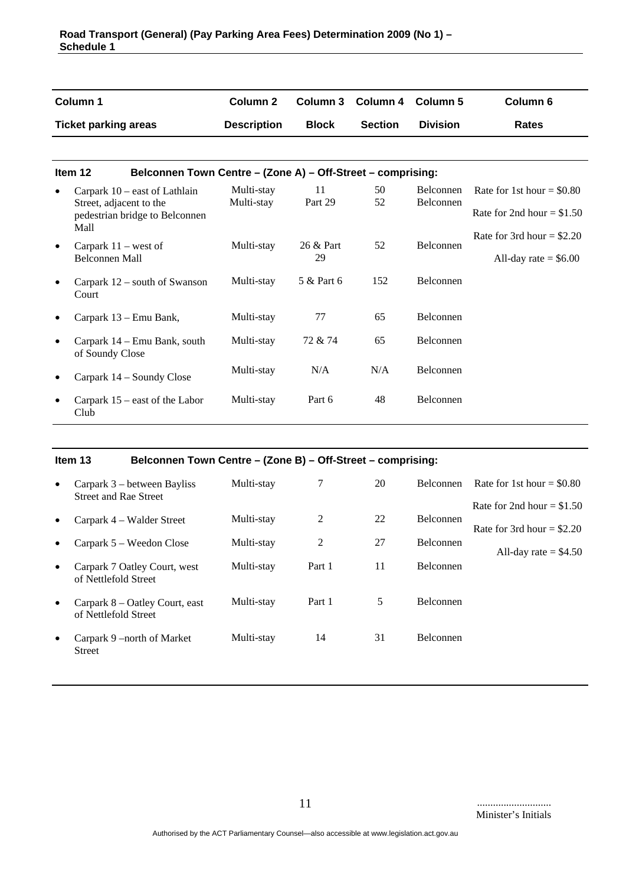| Column 1 | Column 2 | Column 3 | Column 4 | Column 5 | Column 6 |
|---|---|---|---|---|---|
| **Ticket parking areas** | **Description** | **Block** | **Section** | **Division** | **Rates** |
| **Item 12 Belconnen Town Centre – (Zone A) – Off-Street – comprising:** | | | | | |
| • Carpark 10 – east of Lathlain Street, adjacent to the pedestrian bridge to Belconnen Mall | Multi-stay<br>Multi-stay | 11<br>Part 29 | 50<br>52 | Belconnen<br>Belconnen | Rate for 1st hour = $0.80<br>Rate for 2nd hour = $1.50<br>Rate for 3rd hour = $2.20<br>All-day rate = $6.00 |
| • Carpark 11 – west of Belconnen Mall | Multi-stay | 26 & Part 29 | 52 | Belconnen | |
| • Carpark 12 – south of Swanson Court | Multi-stay | 5 & Part 6 | 152 | Belconnen | |
| • Carpark 13 – Emu Bank, | Multi-stay | 77 | 65 | Belconnen | |
| • Carpark 14 – Emu Bank, south of Soundy Close | Multi-stay | 72 & 74 | 65 | Belconnen | |
| • Carpark 14 – Soundy Close | Multi-stay | N/A | N/A | Belconnen | |
| • Carpark 15 – east of the Labor Club | Multi-stay | Part 6 | 48 | Belconnen | |
| **Item 13 Belconnen Town Centre – (Zone B) – Off-Street – comprising:** | | | | | |
| • Carpark 3 – between Bayliss Street and Rae Street | Multi-stay | 7 | 20 | Belconnen | Rate for 1st hour = $0.80<br>Rate for 2nd hour = $1.50<br>Rate for 3rd hour = $2.20<br>All-day rate = $4.50 |
| • Carpark 4 – Walder Street | Multi-stay | 2 | 22 | Belconnen | |
| • Carpark 5 – Weedon Close | Multi-stay | 2 | 27 | Belconnen | |
| • Carpark 7 Oatley Court, west of Nettlefold Street | Multi-stay | Part 1 | 11 | Belconnen | |
| • Carpark 8 – Oatley Court, east of Nettlefold Street | Multi-stay | Part 1 | 5 | Belconnen | |
| • Carpark 9 –north of Market Street | Multi-stay | 14 | 31 | Belconnen | |

............................
Minister's Initials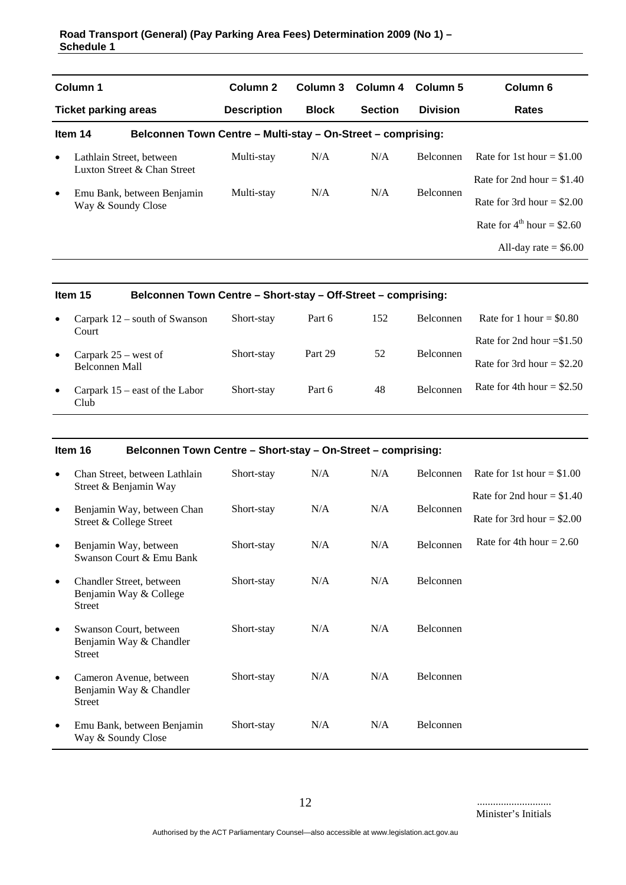| Column 1 | Column 2 | Column 3 | Column 4 | Column 5 | Column 6 |
|---|---|---|---|---|---|
| **Ticket parking areas** | **Description** | **Block** | **Section** | **Division** | **Rates** |
| **Item 14** **Belconnen Town Centre – Multi-stay – On-Street – comprising:** | | | | | |
| • Lathlain Street, between Luxton Street & Chan Street | Multi-stay | N/A | N/A | Belconnen | Rate for 1st hour = $1.00<br>Rate for 2nd hour = $1.40 |
| • Emu Bank, between Benjamin Way & Soundy Close | Multi-stay | N/A | N/A | Belconnen | Rate for 3rd hour = $2.00<br>Rate for 4th hour = $2.60<br>All-day rate = $6.00 |

| Column 1 | Column 2 | Column 3 | Column 4 | Column 5 | Column 6 |
|---|---|---|---|---|---|
| **Item 15** **Belconnen Town Centre – Short-stay – Off-Street – comprising:** | | | | | |
| • Carpark 12 – south of Swanson Court | Short-stay | Part 6 | 152 | Belconnen | Rate for 1 hour = $0.80<br>Rate for 2nd hour =$1.50 |
| • Carpark 25 – west of Belconnen Mall | Short-stay | Part 29 | 52 | Belconnen | Rate for 3rd hour = $2.20 |
| • Carpark 15 – east of the Labor Club | Short-stay | Part 6 | 48 | Belconnen | Rate for 4th hour = $2.50 |

| Column 1 | Column 2 | Column 3 | Column 4 | Column 5 | Column 6 |
|---|---|---|---|---|---|
| **Item 16** **Belconnen Town Centre – Short-stay – On-Street – comprising:** | | | | | |
| • Chan Street, between Lathlain Street & Benjamin Way | Short-stay | N/A | N/A | Belconnen | Rate for 1st hour = $1.00<br>Rate for 2nd hour = $1.40 |
| • Benjamin Way, between Chan Street & College Street | Short-stay | N/A | N/A | Belconnen | Rate for 3rd hour = $2.00 |
| • Benjamin Way, between Swanson Court & Emu Bank | Short-stay | N/A | N/A | Belconnen | Rate for 4th hour = 2.60 |
| • Chandler Street, between Benjamin Way & College Street | Short-stay | N/A | N/A | Belconnen | |
| • Swanson Court, between Benjamin Way & Chandler Street | Short-stay | N/A | N/A | Belconnen | |
| • Cameron Avenue, between Benjamin Way & Chandler Street | Short-stay | N/A | N/A | Belconnen | |
| • Emu Bank, between Benjamin Way & Soundy Close | Short-stay | N/A | N/A | Belconnen | |

...........................
Minister's Initials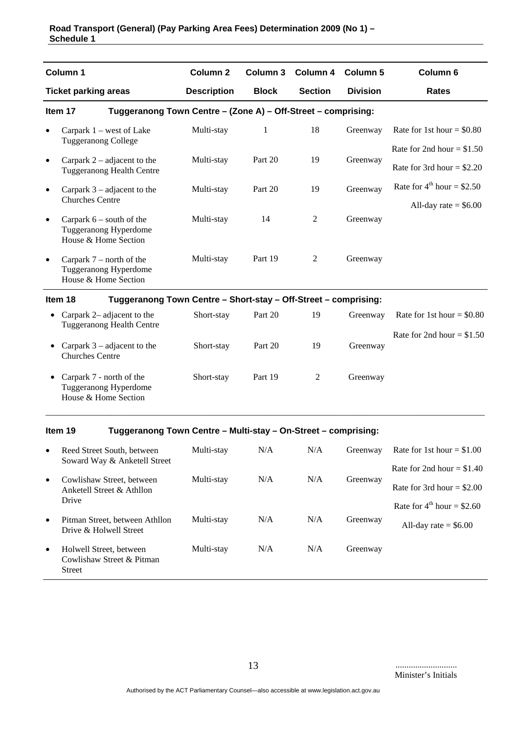| Column 1 | Column 2 | Column 3 | Column 4 | Column 5 | Column 6 |
|---|---|---|---|---|---|
| **Ticket parking areas** | **Description** | **Block** | **Section** | **Division** | **Rates** |
| **Item 17** **Tuggeranong Town Centre – (Zone A) – Off-Street – comprising:** | | | | | |
| • Carpark 1 – west of Lake Tuggeranong College | Multi-stay | 1 | 18 | Greenway | Rate for 1st hour = $0.80 |
| | | | | | Rate for 2nd hour = $1.50 |
| • Carpark 2 – adjacent to the Tuggeranong Health Centre | Multi-stay | Part 20 | 19 | Greenway | Rate for 3rd hour = $2.20 |
| • Carpark 3 – adjacent to the Churches Centre | Multi-stay | Part 20 | 19 | Greenway | Rate for 4th hour = $2.50 |
| | | | | | All-day rate = $6.00 |
| • Carpark 6 – south of the Tuggeranong Hyperdome House & Home Section | Multi-stay | 14 | 2 | Greenway | |
| • Carpark 7 – north of the Tuggeranong Hyperdome House & Home Section | Multi-stay | Part 19 | 2 | Greenway | |
| **Item 18** **Tuggeranong Town Centre – Short-stay – Off-Street – comprising:** | | | | | |
| • Carpark 2– adjacent to the Tuggeranong Health Centre | Short-stay | Part 20 | 19 | Greenway | Rate for 1st hour = $0.80 |
| | | | | | Rate for 2nd hour = $1.50 |
| • Carpark 3 – adjacent to the Churches Centre | Short-stay | Part 20 | 19 | Greenway | |
| • Carpark 7 - north of the Tuggeranong Hyperdome House & Home Section | Short-stay | Part 19 | 2 | Greenway | |
| **Item 19** **Tuggeranong Town Centre – Multi-stay – On-Street – comprising:** | | | | | |
| • Reed Street South, between Soward Way & Anketell Street | Multi-stay | N/A | N/A | Greenway | Rate for 1st hour = $1.00 |
| | | | | | Rate for 2nd hour = $1.40 |
| • Cowlishaw Street, between Anketell Street & Athllon Drive | Multi-stay | N/A | N/A | Greenway | Rate for 3rd hour = $2.00 |
| | | | | | Rate for 4th hour = $2.60 |
| • Pitman Street, between Athllon Drive & Holwell Street | Multi-stay | N/A | N/A | Greenway | All-day rate = $6.00 |
| • Holwell Street, between Cowlishaw Street & Pitman Street | Multi-stay | N/A | N/A | Greenway | |

........................
Minister's Initials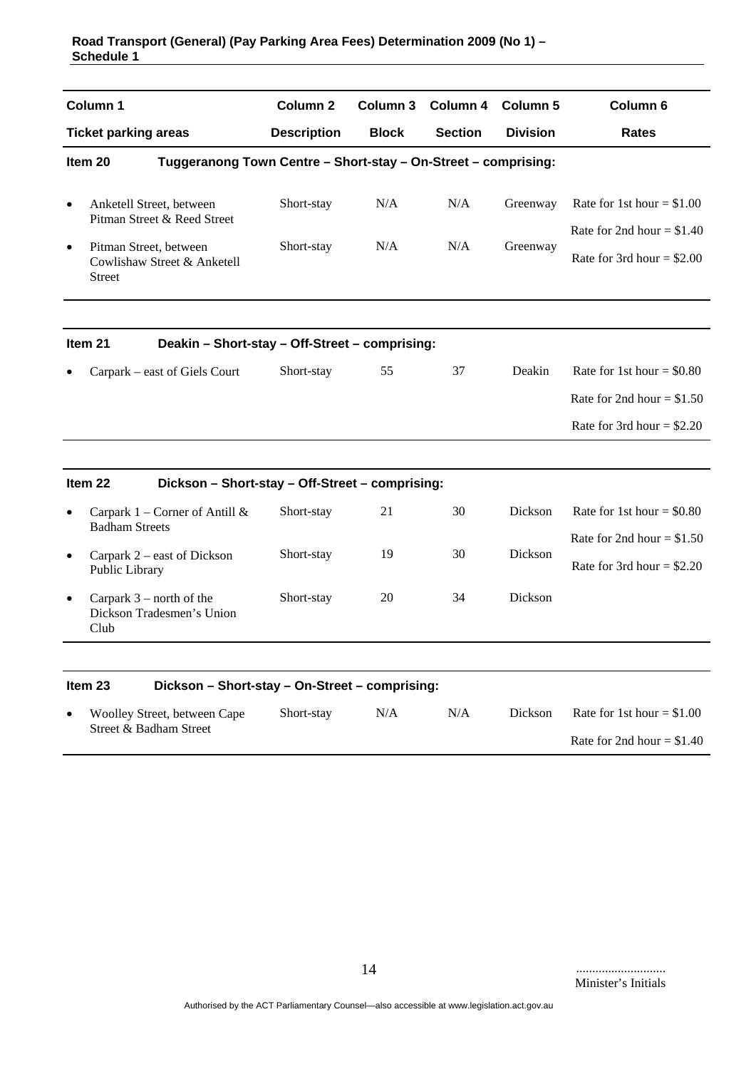| Column 1 | Column 2 | Column 3 | Column 4 | Column 5 | Column 6 |
|---|---|---|---|---|---|
| **Ticket parking areas** | **Description** | **Block** | **Section** | **Division** | **Rates** |
| **Item 20** | **Tuggeranong Town Centre – Short-stay – On-Street – comprising:** | | | | |
| • Anketell Street, between Pitman Street & Reed Street | Short-stay | N/A | N/A | Greenway | Rate for 1st hour = $1.00<br>Rate for 2nd hour = $1.40<br>Rate for 3rd hour = $2.00 |
| • Pitman Street, between Cowlishaw Street & Anketell Street | Short-stay | N/A | N/A | Greenway | |
| **Item 21** | **Deakin – Short-stay – Off-Street – comprising:** | | | | |
| • Carpark – east of Giels Court | Short-stay | 55 | 37 | Deakin | Rate for 1st hour = $0.80<br>Rate for 2nd hour = $1.50<br>Rate for 3rd hour = $2.20 |
| **Item 22** | **Dickson – Short-stay – Off-Street – comprising:** | | | | |
| • Carpark 1 – Corner of Antill & Badham Streets | Short-stay | 21 | 30 | Dickson | Rate for 1st hour = $0.80<br>Rate for 2nd hour = $1.50<br>Rate for 3rd hour = $2.20 |
| • Carpark 2 – east of Dickson Public Library | Short-stay | 19 | 30 | Dickson | |
| • Carpark 3 – north of the Dickson Tradesmen's Union Club | Short-stay | 20 | 34 | Dickson | |
| **Item 23** | **Dickson – Short-stay – On-Street – comprising:** | | | | |
| • Woolley Street, between Cape Street & Badham Street | Short-stay | N/A | N/A | Dickson | Rate for 1st hour = $1.00<br>Rate for 2nd hour = $1.40 |

............................
Minister's Initials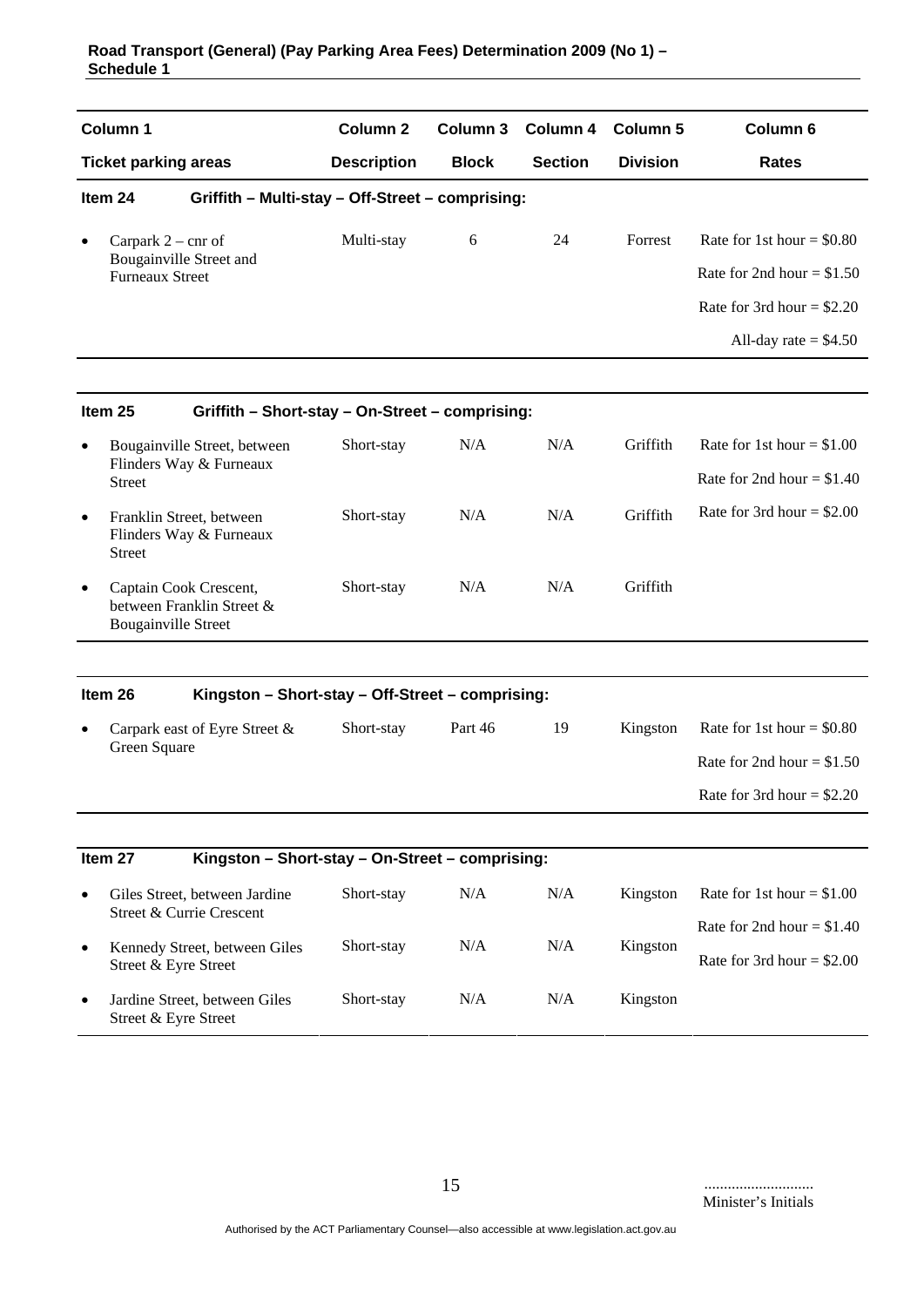| Column 1 | Column 2 | Column 3 | Column 4 | Column 5 | Column 6 |
|---|---|---|---|---|---|
| **Ticket parking areas** | **Description** | **Block** | **Section** | **Division** | **Rates** |
| **Item 24 Griffith – Multi-stay – Off-Street – comprising:** | | | | | |
| • Carpark 2 – cnr of Bougainville Street and Furneaux Street | Multi-stay | 6 | 24 | Forrest | Rate for 1st hour = $0.80<br>Rate for 2nd hour = $1.50<br>Rate for 3rd hour = $2.20<br>All-day rate = $4.50 |
| **Item 25 Griffith – Short-stay – On-Street – comprising:** | | | | | |
| • Bougainville Street, between Flinders Way & Furneaux Street | Short-stay | N/A | N/A | Griffith | Rate for 1st hour = $1.00<br>Rate for 2nd hour = $1.40<br>Rate for 3rd hour = $2.00 |
| • Franklin Street, between Flinders Way & Furneaux Street | Short-stay | N/A | N/A | Griffith | |
| • Captain Cook Crescent, between Franklin Street & Bougainville Street | Short-stay | N/A | N/A | Griffith | |
| **Item 26 Kingston – Short-stay – Off-Street – comprising:** | | | | | |
| • Carpark east of Eyre Street & Green Square | Short-stay | Part 46 | 19 | Kingston | Rate for 1st hour = $0.80<br>Rate for 2nd hour = $1.50<br>Rate for 3rd hour = $2.20 |
| **Item 27 Kingston – Short-stay – On-Street – comprising:** | | | | | |
| • Giles Street, between Jardine Street & Currie Crescent | Short-stay | N/A | N/A | Kingston | Rate for 1st hour = $1.00<br>Rate for 2nd hour = $1.40<br>Rate for 3rd hour = $2.00 |
| • Kennedy Street, between Giles Street & Eyre Street | Short-stay | N/A | N/A | Kingston | |
| • Jardine Street, between Giles Street & Eyre Street | Short-stay | N/A | N/A | Kingston | |

........................
Minister's Initials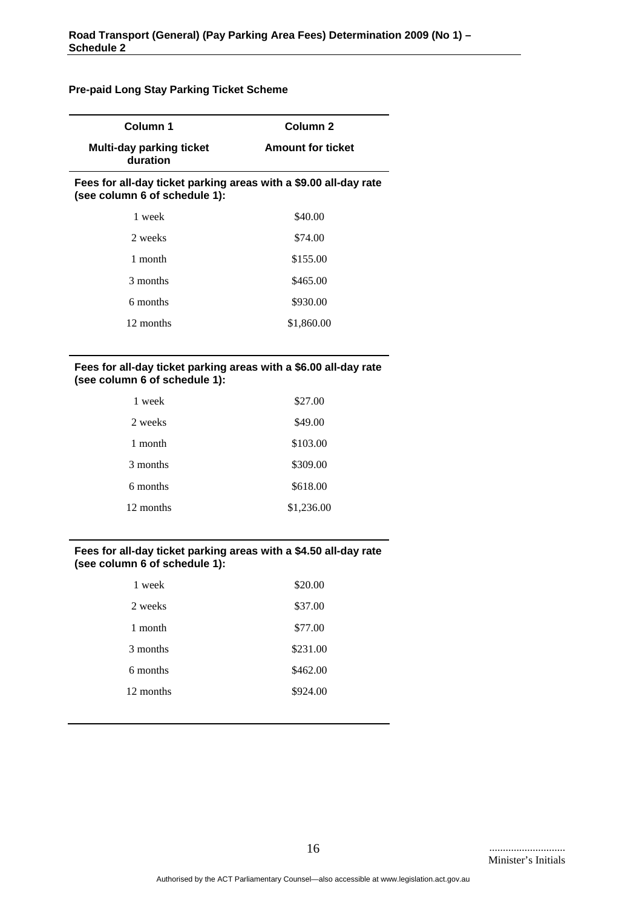**Pre-paid Long Stay Parking Ticket Scheme**

| Column 1<br>Multi-day parking ticket duration | Column 2<br>Amount for ticket |
|---|---|
| **Fees for all-day ticket parking areas with a $9.00 all-day rate (see column 6 of schedule 1):** | |
| 1 week | $40.00 |
| 2 weeks | $74.00 |
| 1 month | $155.00 |
| 3 months | $465.00 |
| 6 months | $930.00 |
| 12 months | $1,860.00 |
| **Fees for all-day ticket parking areas with a $6.00 all-day rate (see column 6 of schedule 1):** | |
| 1 week | $27.00 |
| 2 weeks | $49.00 |
| 1 month | $103.00 |
| 3 months | $309.00 |
| 6 months | $618.00 |
| 12 months | $1,236.00 |
| **Fees for all-day ticket parking areas with a $4.50 all-day rate (see column 6 of schedule 1):** | |
| 1 week | $20.00 |
| 2 weeks | $37.00 |
| 1 month | $77.00 |
| 3 months | $231.00 |
| 6 months | $462.00 |
| 12 months | $924.00 |

............................
Minister's Initials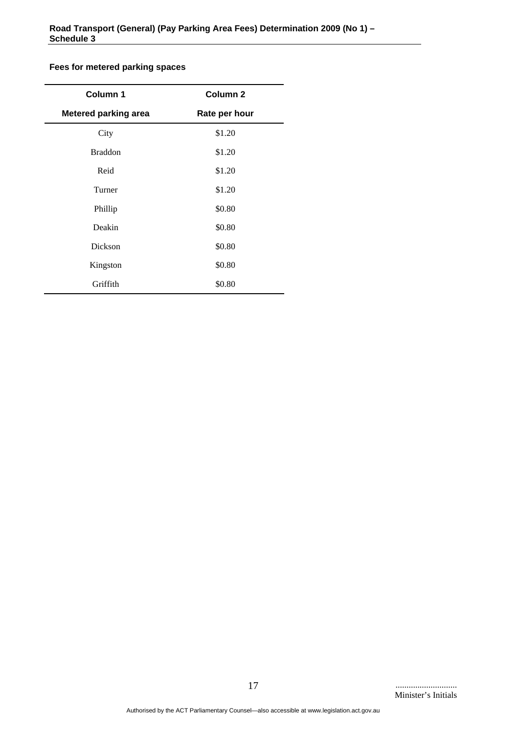### Fees for metered parking spaces

| Column 1<br>Metered parking area | Column 2<br>Rate per hour |
|---|---|
| City | $1.20 |
| Braddon | $1.20 |
| Reid | $1.20 |
| Turner | $1.20 |
| Phillip | $0.80 |
| Deakin | $0.80 |
| Dickson | $0.80 |
| Kingston | $0.80 |
| Griffith | $0.80 |

...........................
Minister's Initials